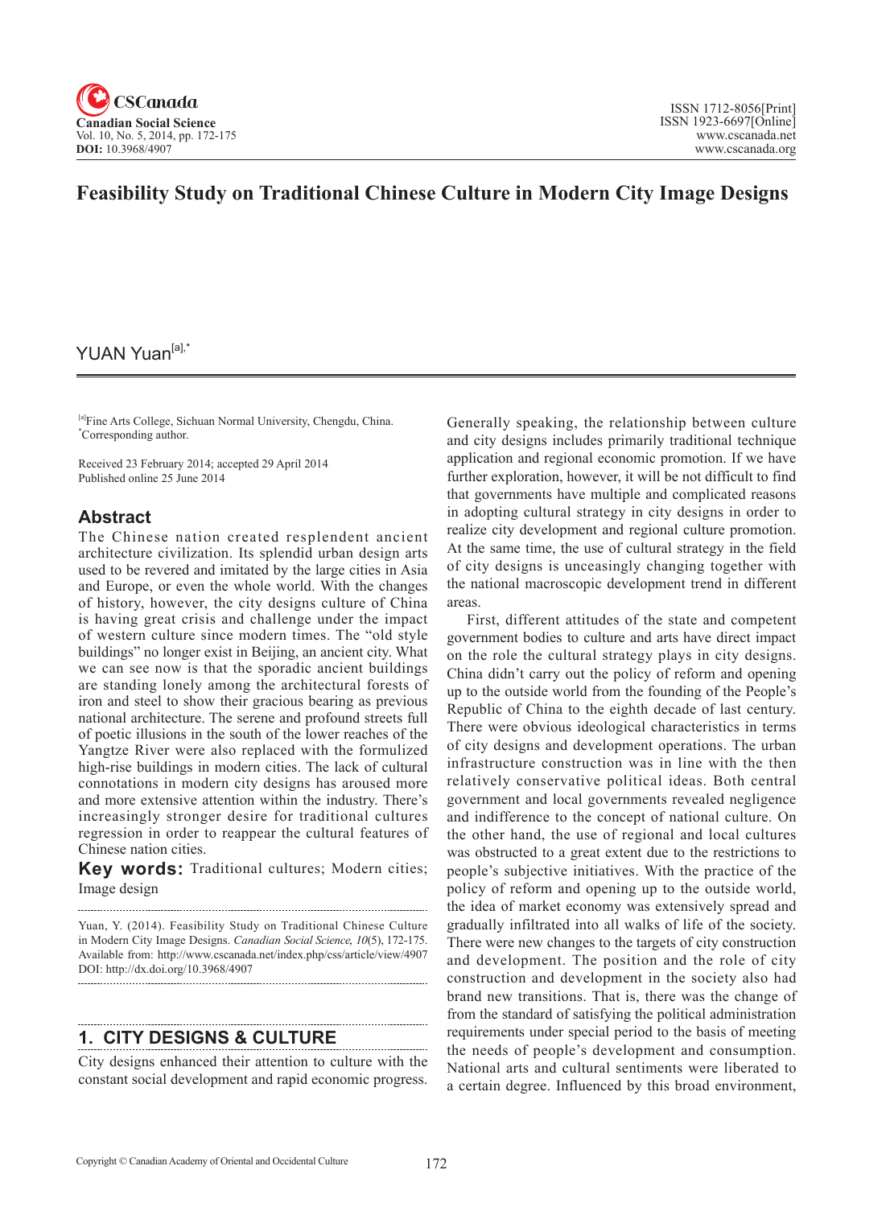# Feasibility Study on Traditional Chinese Culture in Modern City Image Designs

YUAN Yuan[a],*

[a]Fine Arts College, Sichuan Normal University, Chengdu, China.
*Corresponding author.

Received 23 February 2014; accepted 29 April 2014
Published online 25 June 2014

## Abstract

The Chinese nation created resplendent ancient architecture civilization. Its splendid urban design arts used to be revered and imitated by the large cities in Asia and Europe, or even the whole world. With the changes of history, however, the city designs culture of China is having great crisis and challenge under the impact of western culture since modern times. The "old style buildings" no longer exist in Beijing, an ancient city. What we can see now is that the sporadic ancient buildings are standing lonely among the architectural forests of iron and steel to show their gracious bearing as previous national architecture. The serene and profound streets full of poetic illusions in the south of the lower reaches of the Yangtze River were also replaced with the formulized high-rise buildings in modern cities. The lack of cultural connotations in modern city designs has aroused more and more extensive attention within the industry. There's increasingly stronger desire for traditional cultures regression in order to reappear the cultural features of Chinese nation cities.

**Key words:** Traditional cultures; Modern cities; Image design

Yuan, Y. (2014). Feasibility Study on Traditional Chinese Culture in Modern City Image Designs. *Canadian Social Science, 10*(5), 172-175. Available from: http://www.cscanada.net/index.php/css/article/view/4907 DOI: http://dx.doi.org/10.3968/4907

## 1. CITY DESIGNS & CULTURE

City designs enhanced their attention to culture with the constant social development and rapid economic progress. Generally speaking, the relationship between culture and city designs includes primarily traditional technique application and regional economic promotion. If we have further exploration, however, it will be not difficult to find that governments have multiple and complicated reasons in adopting cultural strategy in city designs in order to realize city development and regional culture promotion. At the same time, the use of cultural strategy in the field of city designs is unceasingly changing together with the national macroscopic development trend in different areas.

First, different attitudes of the state and competent government bodies to culture and arts have direct impact on the role the cultural strategy plays in city designs. China didn't carry out the policy of reform and opening up to the outside world from the founding of the People's Republic of China to the eighth decade of last century. There were obvious ideological characteristics in terms of city designs and development operations. The urban infrastructure construction was in line with the then relatively conservative political ideas. Both central government and local governments revealed negligence and indifference to the concept of national culture. On the other hand, the use of regional and local cultures was obstructed to a great extent due to the restrictions to people's subjective initiatives. With the practice of the policy of reform and opening up to the outside world, the idea of market economy was extensively spread and gradually infiltrated into all walks of life of the society. There were new changes to the targets of city construction and development. The position and the role of city construction and development in the society also had brand new transitions. That is, there was the change of from the standard of satisfying the political administration requirements under special period to the basis of meeting the needs of people's development and consumption. National arts and cultural sentiments were liberated to a certain degree. Influenced by this broad environment,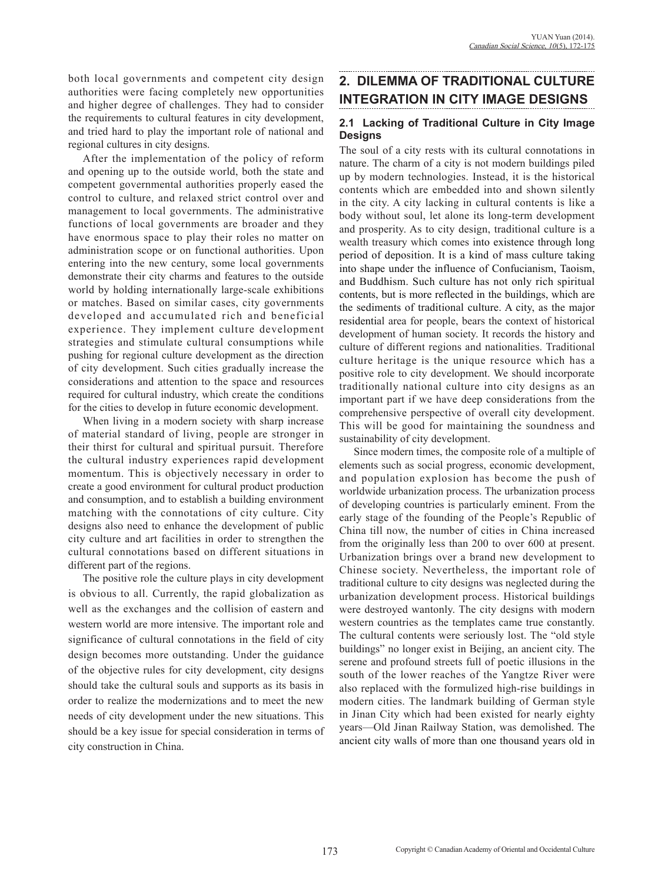both local governments and competent city design authorities were facing completely new opportunities and higher degree of challenges. They had to consider the requirements to cultural features in city development, and tried hard to play the important role of national and regional cultures in city designs.

After the implementation of the policy of reform and opening up to the outside world, both the state and competent governmental authorities properly eased the control to culture, and relaxed strict control over and management to local governments. The administrative functions of local governments are broader and they have enormous space to play their roles no matter on administration scope or on functional authorities. Upon entering into the new century, some local governments demonstrate their city charms and features to the outside world by holding internationally large-scale exhibitions or matches. Based on similar cases, city governments developed and accumulated rich and beneficial experience. They implement culture development strategies and stimulate cultural consumptions while pushing for regional culture development as the direction of city development. Such cities gradually increase the considerations and attention to the space and resources required for cultural industry, which create the conditions for the cities to develop in future economic development.

When living in a modern society with sharp increase of material standard of living, people are stronger in their thirst for cultural and spiritual pursuit. Therefore the cultural industry experiences rapid development momentum. This is objectively necessary in order to create a good environment for cultural product production and consumption, and to establish a building environment matching with the connotations of city culture. City designs also need to enhance the development of public city culture and art facilities in order to strengthen the cultural connotations based on different situations in different part of the regions.

The positive role the culture plays in city development is obvious to all. Currently, the rapid globalization as well as the exchanges and the collision of eastern and western world are more intensive. The important role and significance of cultural connotations in the field of city design becomes more outstanding. Under the guidance of the objective rules for city development, city designs should take the cultural souls and supports as its basis in order to realize the modernizations and to meet the new needs of city development under the new situations. This should be a key issue for special consideration in terms of city construction in China.

## 2. DILEMMA OF TRADITIONAL CULTURE INTEGRATION IN CITY IMAGE DESIGNS

### 2.1 Lacking of Traditional Culture in City Image Designs

The soul of a city rests with its cultural connotations in nature. The charm of a city is not modern buildings piled up by modern technologies. Instead, it is the historical contents which are embedded into and shown silently in the city. A city lacking in cultural contents is like a body without soul, let alone its long-term development and prosperity. As to city design, traditional culture is a wealth treasury which comes into existence through long period of deposition. It is a kind of mass culture taking into shape under the influence of Confucianism, Taoism, and Buddhism. Such culture has not only rich spiritual contents, but is more reflected in the buildings, which are the sediments of traditional culture. A city, as the major residential area for people, bears the context of historical development of human society. It records the history and culture of different regions and nationalities. Traditional culture heritage is the unique resource which has a positive role to city development. We should incorporate traditionally national culture into city designs as an important part if we have deep considerations from the comprehensive perspective of overall city development. This will be good for maintaining the soundness and sustainability of city development.

Since modern times, the composite role of a multiple of elements such as social progress, economic development, and population explosion has become the push of worldwide urbanization process. The urbanization process of developing countries is particularly eminent. From the early stage of the founding of the People's Republic of China till now, the number of cities in China increased from the originally less than 200 to over 600 at present. Urbanization brings over a brand new development to Chinese society. Nevertheless, the important role of traditional culture to city designs was neglected during the urbanization development process. Historical buildings were destroyed wantonly. The city designs with modern western countries as the templates came true constantly. The cultural contents were seriously lost. The "old style buildings" no longer exist in Beijing, an ancient city. The serene and profound streets full of poetic illusions in the south of the lower reaches of the Yangtze River were also replaced with the formulized high-rise buildings in modern cities. The landmark building of German style in Jinan City which had been existed for nearly eighty years—Old Jinan Railway Station, was demolished. The ancient city walls of more than one thousand years old in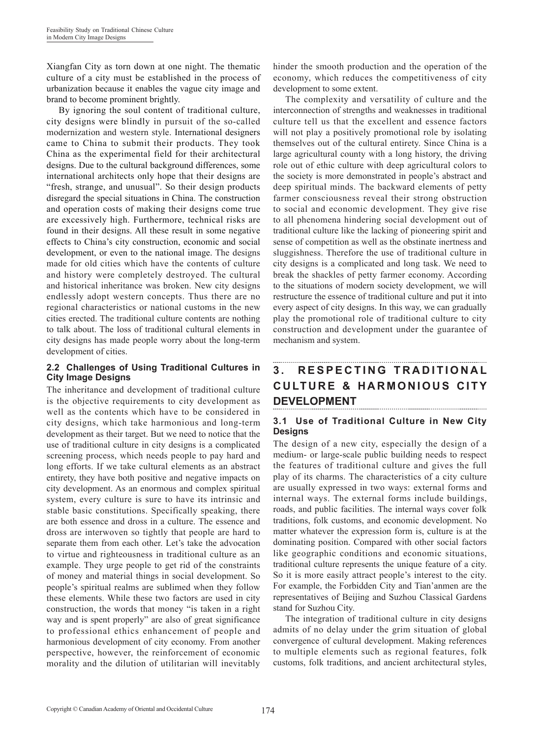Xiangfan City as torn down at one night. The thematic culture of a city must be established in the process of urbanization because it enables the vague city image and brand to become prominent brightly.

By ignoring the soul content of traditional culture, city designs were blindly in pursuit of the so-called modernization and western style. International designers came to China to submit their products. They took China as the experimental field for their architectural designs. Due to the cultural background differences, some international architects only hope that their designs are "fresh, strange, and unusual". So their design products disregard the special situations in China. The construction and operation costs of making their designs come true are excessively high. Furthermore, technical risks are found in their designs. All these result in some negative effects to China's city construction, economic and social development, or even to the national image. The designs made for old cities which have the contents of culture and history were completely destroyed. The cultural and historical inheritance was broken. New city designs endlessly adopt western concepts. Thus there are no regional characteristics or national customs in the new cities erected. The traditional culture contents are nothing to talk about. The loss of traditional cultural elements in city designs has made people worry about the long-term development of cities.

### 2.2 Challenges of Using Traditional Cultures in City Image Designs

The inheritance and development of traditional culture is the objective requirements to city development as well as the contents which have to be considered in city designs, which take harmonious and long-term development as their target. But we need to notice that the use of traditional culture in city designs is a complicated screening process, which needs people to pay hard and long efforts. If we take cultural elements as an abstract entirety, they have both positive and negative impacts on city development. As an enormous and complex spiritual system, every culture is sure to have its intrinsic and stable basic constitutions. Specifically speaking, there are both essence and dross in a culture. The essence and dross are interwoven so tightly that people are hard to separate them from each other. Let's take the advocation to virtue and righteousness in traditional culture as an example. They urge people to get rid of the constraints of money and material things in social development. So people's spiritual realms are sublimed when they follow these elements. While these two factors are used in city construction, the words that money "is taken in a right way and is spent properly" are also of great significance to professional ethics enhancement of people and harmonious development of city economy. From another perspective, however, the reinforcement of economic morality and the dilution of utilitarian will inevitably hinder the smooth production and the operation of the economy, which reduces the competitiveness of city development to some extent.

The complexity and versatility of culture and the interconnection of strengths and weaknesses in traditional culture tell us that the excellent and essence factors will not play a positively promotional role by isolating themselves out of the cultural entirety. Since China is a large agricultural county with a long history, the driving role out of ethic culture with deep agricultural colors to the society is more demonstrated in people's abstract and deep spiritual minds. The backward elements of petty farmer consciousness reveal their strong obstruction to social and economic development. They give rise to all phenomena hindering social development out of traditional culture like the lacking of pioneering spirit and sense of competition as well as the obstinate inertness and sluggishness. Therefore the use of traditional culture in city designs is a complicated and long task. We need to break the shackles of petty farmer economy. According to the situations of modern society development, we will restructure the essence of traditional culture and put it into every aspect of city designs. In this way, we can gradually play the promotional role of traditional culture to city construction and development under the guarantee of mechanism and system.

## 3. RESPECTING TRADITIONAL CULTURE & HARMONIOUS CITY DEVELOPMENT

### 3.1 Use of Traditional Culture in New City Designs

The design of a new city, especially the design of a medium- or large-scale public building needs to respect the features of traditional culture and gives the full play of its charms. The characteristics of a city culture are usually expressed in two ways: external forms and internal ways. The external forms include buildings, roads, and public facilities. The internal ways cover folk traditions, folk customs, and economic development. No matter whatever the expression form is, culture is at the dominating position. Compared with other social factors like geographic conditions and economic situations, traditional culture represents the unique feature of a city. So it is more easily attract people's interest to the city. For example, the Forbidden City and Tian'anmen are the representatives of Beijing and Suzhou Classical Gardens stand for Suzhou City.

The integration of traditional culture in city designs admits of no delay under the grim situation of global convergence of cultural development. Making references to multiple elements such as regional features, folk customs, folk traditions, and ancient architectural styles,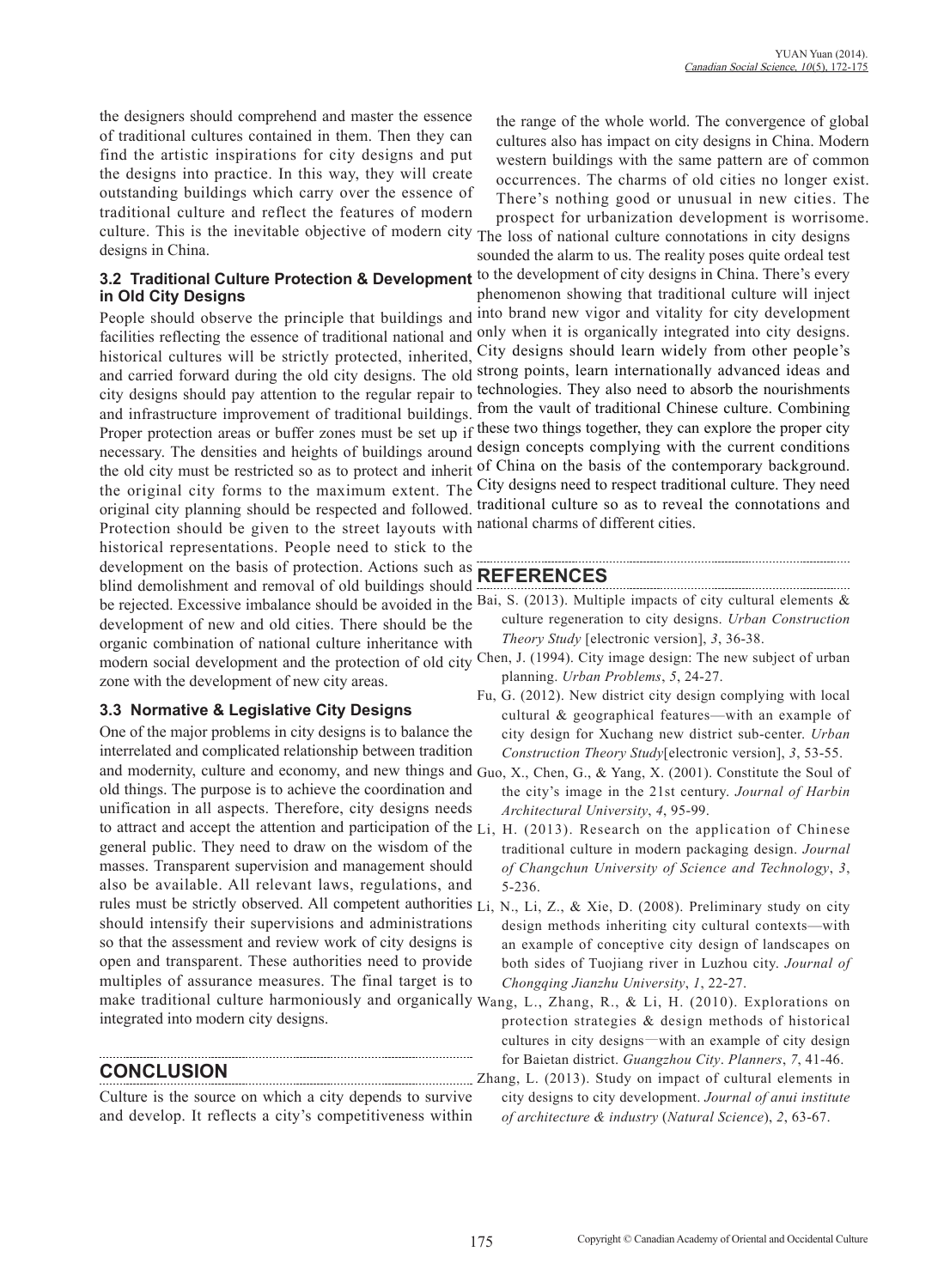the designers should comprehend and master the essence of traditional cultures contained in them. Then they can find the artistic inspirations for city designs and put the designs into practice. In this way, they will create outstanding buildings which carry over the essence of traditional culture and reflect the features of modern culture. This is the inevitable objective of modern city designs in China.

### 3.2 Traditional Culture Protection & Development in Old City Designs

People should observe the principle that buildings and facilities reflecting the essence of traditional national and historical cultures will be strictly protected, inherited, and carried forward during the old city designs. The old city designs should pay attention to the regular repair to and infrastructure improvement of traditional buildings. Proper protection areas or buffer zones must be set up if necessary. The densities and heights of buildings around the old city must be restricted so as to protect and inherit the original city forms to the maximum extent. The original city planning should be respected and followed. Protection should be given to the street layouts with historical representations. People need to stick to the development on the basis of protection. Actions such as blind demolishment and removal of old buildings should be rejected. Excessive imbalance should be avoided in the development of new and old cities. There should be the organic combination of national culture inheritance with modern social development and the protection of old city zone with the development of new city areas.

### 3.3 Normative & Legislative City Designs

One of the major problems in city designs is to balance the interrelated and complicated relationship between tradition and modernity, culture and economy, and new things and old things. The purpose is to achieve the coordination and unification in all aspects. Therefore, city designs needs to attract and accept the attention and participation of the general public. They need to draw on the wisdom of the masses. Transparent supervision and management should also be available. All relevant laws, regulations, and rules must be strictly observed. All competent authorities should intensify their supervisions and administrations so that the assessment and review work of city designs is open and transparent. These authorities need to provide multiples of assurance measures. The final target is to make traditional culture harmoniously and organically integrated into modern city designs.

## CONCLUSION

Culture is the source on which a city depends to survive and develop. It reflects a city's competitiveness within the range of the whole world. The convergence of global cultures also has impact on city designs in China. Modern western buildings with the same pattern are of common occurrences. The charms of old cities no longer exist. There's nothing good or unusual in new cities. The prospect for urbanization development is worrisome. The loss of national culture connotations in city designs sounded the alarm to us. The reality poses quite ordeal test to the development of city designs in China. There's every phenomenon showing that traditional culture will inject into brand new vigor and vitality for city development only when it is organically integrated into city designs. City designs should learn widely from other people's strong points, learn internationally advanced ideas and technologies. They also need to absorb the nourishments from the vault of traditional Chinese culture. Combining these two things together, they can explore the proper city design concepts complying with the current conditions of China on the basis of the contemporary background. City designs need to respect traditional culture. They need traditional culture so as to reveal the connotations and national charms of different cities.

## REFERENCES

Bai, S. (2013). Multiple impacts of city cultural elements & culture regeneration to city designs. *Urban Construction Theory Study* [electronic version], *3*, 36-38.

Chen, J. (1994). City image design: The new subject of urban planning. *Urban Problems*, *5*, 24-27.

Fu, G. (2012). New district city design complying with local cultural & geographical features—with an example of city design for Xuchang new district sub-center. *Urban Construction Theory Study*[electronic version], *3*, 53-55.

Guo, X., Chen, G., & Yang, X. (2001). Constitute the Soul of the city's image in the 21st century. *Journal of Harbin Architectural University*, *4*, 95-99.

Li, H. (2013). Research on the application of Chinese traditional culture in modern packaging design. *Journal of Changchun University of Science and Technology*, *3*, 5-236.

Li, N., Li, Z., & Xie, D. (2008). Preliminary study on city design methods inheriting city cultural contexts—with an example of conceptive city design of landscapes on both sides of Tuojiang river in Luzhou city. *Journal of Chongqing Jianzhu University*, *1*, 22-27.

Wang, L., Zhang, R., & Li, H. (2010). Explorations on protection strategies & design methods of historical cultures in city designs—with an example of city design for Baietan district. *Guangzhou City*. *Planners*, *7*, 41-46.

Zhang, L. (2013). Study on impact of cultural elements in city designs to city development. *Journal of anui institute of architecture & industry* (*Natural Science*), *2*, 63-67.